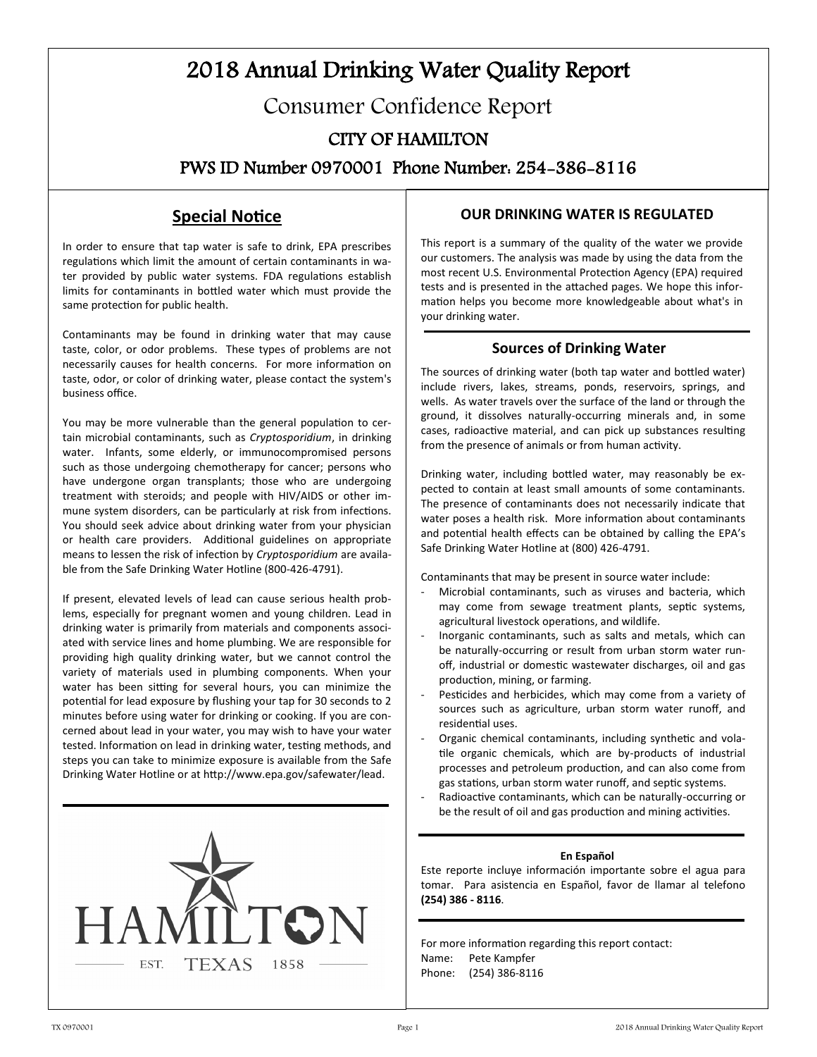# 2018 Annual Drinking Water Quality Report

## Consumer Confidence Report

### CITY OF HAMILTON

### PWS ID Number 0970001 Phone Number: 254-386-8116

## Special Notice

In order to ensure that tap water is safe to drink, EPA prescribes regulations which limit the amount of certain contaminants in water provided by public water systems. FDA regulations establish limits for contaminants in bottled water which must provide the same protection for public health.

Contaminants may be found in drinking water that may cause taste, color, or odor problems. These types of problems are not necessarily causes for health concerns. For more information on taste, odor, or color of drinking water, please contact the system's business office.

You may be more vulnerable than the general population to certain microbial contaminants, such as *Cryptosporidium*, in drinking water. Infants, some elderly, or immunocompromised persons such as those undergoing chemotherapy for cancer; persons who have undergone organ transplants; those who are undergoing treatment with steroids; and people with HIV/AIDS or other immune system disorders, can be particularly at risk from infections. You should seek advice about drinking water from your physician or health care providers. Additional guidelines on appropriate means to lessen the risk of infection by *Cryptosporidium* are available from the Safe Drinking Water Hotline (800-426-4791).

If present, elevated levels of lead can cause serious health problems, especially for pregnant women and young children. Lead in drinking water is primarily from materials and components associated with service lines and home plumbing. We are responsible for providing high quality drinking water, but we cannot control the variety of materials used in plumbing components. When your water has been sitting for several hours, you can minimize the potential for lead exposure by flushing your tap for 30 seconds to 2 minutes before using water for drinking or cooking. If you are concerned about lead in your water, you may wish to have your water tested. Information on lead in drinking water, testing methods, and steps you can take to minimize exposure is available from the Safe Drinking Water Hotline or at http://www.epa.gov/safewater/lead.

HAMILTON
EST. TEXAS 1858

## OUR DRINKING WATER IS REGULATED

This report is a summary of the quality of the water we provide our customers. The analysis was made by using the data from the most recent U.S. Environmental Protection Agency (EPA) required tests and is presented in the attached pages. We hope this information helps you become more knowledgeable about what's in your drinking water.

## Sources of Drinking Water

The sources of drinking water (both tap water and bottled water) include rivers, lakes, streams, ponds, reservoirs, springs, and wells. As water travels over the surface of the land or through the ground, it dissolves naturally-occurring minerals and, in some cases, radioactive material, and can pick up substances resulting from the presence of animals or from human activity.

Drinking water, including bottled water, may reasonably be expected to contain at least small amounts of some contaminants. The presence of contaminants does not necessarily indicate that water poses a health risk. More information about contaminants and potential health effects can be obtained by calling the EPA's Safe Drinking Water Hotline at (800) 426-4791.

Contaminants that may be present in source water include:

- Microbial contaminants, such as viruses and bacteria, which may come from sewage treatment plants, septic systems, agricultural livestock operations, and wildlife.
- Inorganic contaminants, such as salts and metals, which can be naturally-occurring or result from urban storm water runoff, industrial or domestic wastewater discharges, oil and gas production, mining, or farming.
- Pesticides and herbicides, which may come from a variety of sources such as agriculture, urban storm water runoff, and residential uses.
- Organic chemical contaminants, including synthetic and volatile organic chemicals, which are by-products of industrial processes and petroleum production, and can also come from gas stations, urban storm water runoff, and septic systems.
- Radioactive contaminants, which can be naturally-occurring or be the result of oil and gas production and mining activities.

**En Español**

Este reporte incluye información importante sobre el agua para tomar. Para asistencia en Español, favor de llamar al telefono **(254) 386 - 8116**.

For more information regarding this report contact:
Name: Pete Kampfer
Phone: (254) 386-8116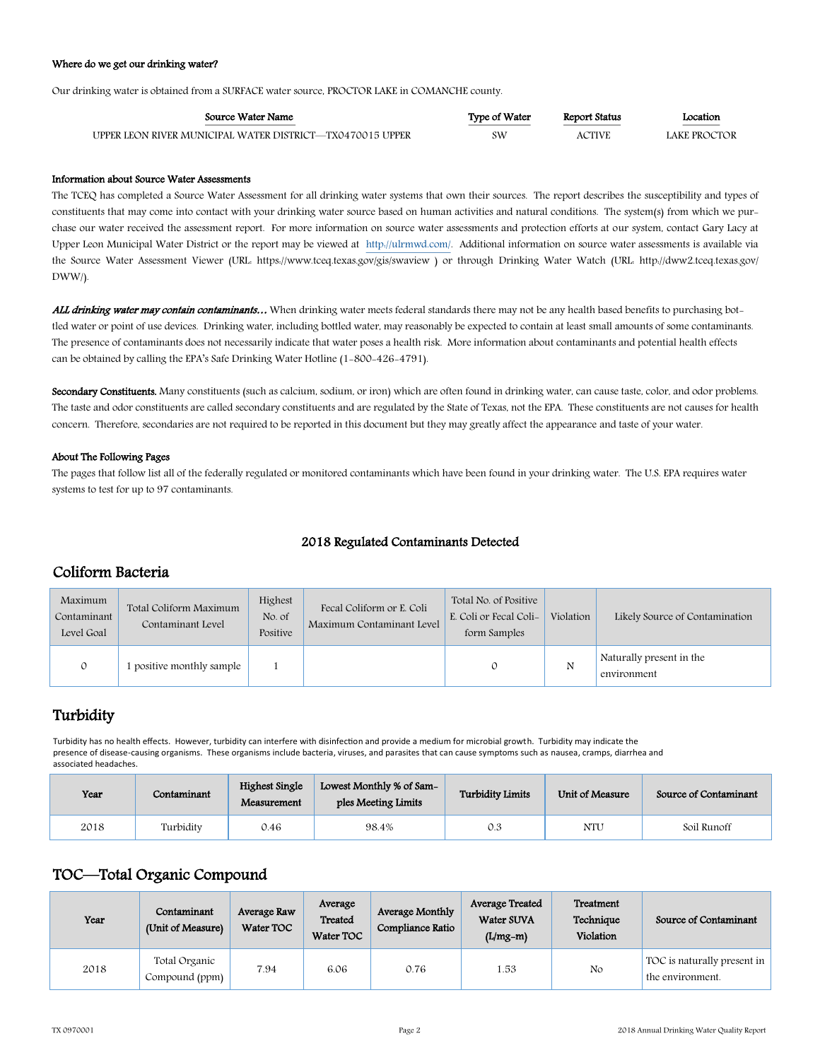**Where do we get our drinking water?**

Our drinking water is obtained from a SURFACE water source, PROCTOR LAKE in COMANCHE county.

| Source Water Name | Type of Water | Report Status | Location |
|---|---|---|---|
| UPPER LEON RIVER MUNICIPAL WATER DISTRICT—TX0470015 UPPER | SW | ACTIVE | LAKE PROCTOR |

**Information about Source Water Assessments**

The TCEQ has completed a Source Water Assessment for all drinking water systems that own their sources. The report describes the susceptibility and types of constituents that may come into contact with your drinking water source based on human activities and natural conditions. The system(s) from which we purchase our water received the assessment report. For more information on source water assessments and protection efforts at our system, contact Gary Lacy at Upper Leon Municipal Water District or the report may be viewed at http://ulrmwd.com/. Additional information on source water assessments is available via the Source Water Assessment Viewer (URL: https://www.tceq.texas.gov/gis/swaview ) or through Drinking Water Watch (URL: http://dww2.tceq.texas.gov/DWW/).

***ALL drinking water may contain contaminants…*** When drinking water meets federal standards there may not be any health based benefits to purchasing bottled water or point of use devices. Drinking water, including bottled water, may reasonably be expected to contain at least small amounts of some contaminants. The presence of contaminants does not necessarily indicate that water poses a health risk. More information about contaminants and potential health effects can be obtained by calling the EPA's Safe Drinking Water Hotline (1-800-426-4791).

**Secondary Constituents.** Many constituents (such as calcium, sodium, or iron) which are often found in drinking water, can cause taste, color, and odor problems. The taste and odor constituents are called secondary constituents and are regulated by the State of Texas, not the EPA. These constituents are not causes for health concern. Therefore, secondaries are not required to be reported in this document but they may greatly affect the appearance and taste of your water.

**About The Following Pages**

The pages that follow list all of the federally regulated or monitored contaminants which have been found in your drinking water. The U.S. EPA requires water systems to test for up to 97 contaminants.

## 2018 Regulated Contaminants Detected

## Coliform Bacteria

| Maximum Contaminant Level Goal | Total Coliform Maximum Contaminant Level | Highest No. of Positive | Fecal Coliform or E. Coli Maximum Contaminant Level | Total No. of Positive E. Coli or Fecal Coliform Samples | Violation | Likely Source of Contamination |
|---|---|---|---|---|---|---|
| 0 | 1 positive monthly sample | 1 | | 0 | N | Naturally present in the environment |

## Turbidity

Turbidity has no health effects. However, turbidity can interfere with disinfection and provide a medium for microbial growth. Turbidity may indicate the presence of disease-causing organisms. These organisms include bacteria, viruses, and parasites that can cause symptoms such as nausea, cramps, diarrhea and associated headaches.

| Year | Contaminant | Highest Single Measurement | Lowest Monthly % of Samples Meeting Limits | Turbidity Limits | Unit of Measure | Source of Contaminant |
|---|---|---|---|---|---|---|
| 2018 | Turbidity | 0.46 | 98.4% | 0.3 | NTU | Soil Runoff |

## TOC—Total Organic Compound

| Year | Contaminant (Unit of Measure) | Average Raw Water TOC | Average Treated Water TOC | Average Monthly Compliance Ratio | Average Treated Water SUVA (L/mg-m) | Treatment Technique Violation | Source of Contaminant |
|---|---|---|---|---|---|---|---|
| 2018 | Total Organic Compound (ppm) | 7.94 | 6.06 | 0.76 | 1.53 | No | TOC is naturally present in the environment. |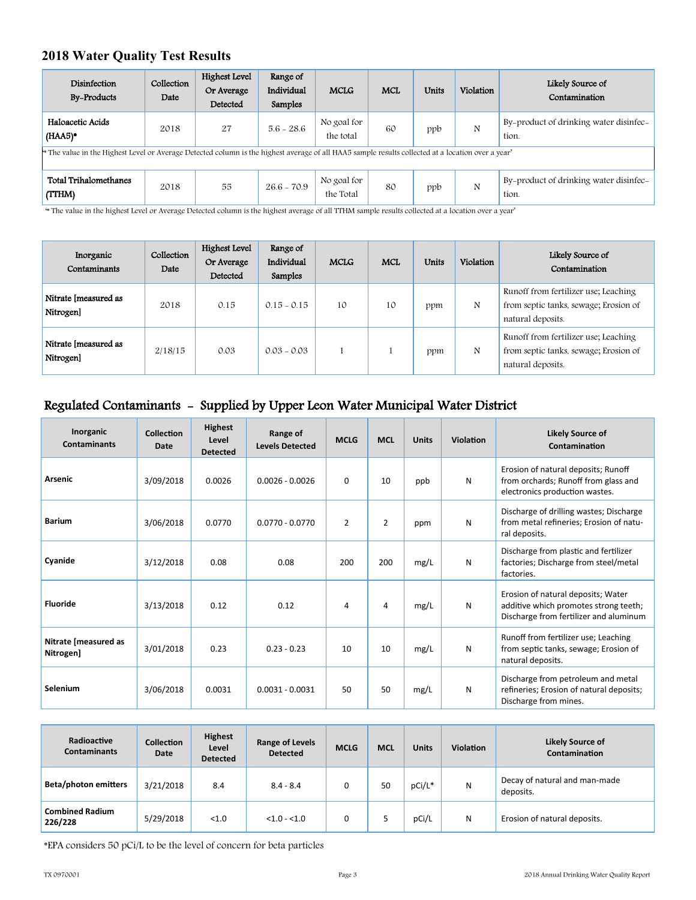## 2018 Water Quality Test Results

| Disinfection By-Products | Collection Date | Highest Level Or Average Detected | Range of Individual Samples | MCLG | MCL | Units | Violation | Likely Source of Contamination |
|---|---|---|---|---|---|---|---|---|
| Haloacetic Acids (HAA5)* | 2018 | 27 | 5.6 - 28.6 | No goal for the total | 60 | ppb | N | By-product of drinking water disinfection. |
| * The value in the Highest Level or Average Detected column is the highest average of all HAA5 sample results collected at a location over a year' | | | | | | | | |
| Total Trihalomethanes (TTHM) | 2018 | 55 | 26.6 - 70.9 | No goal for the Total | 80 | ppb | N | By-product of drinking water disinfection. |

'* The value in the highest Level or Average Detected column is the highest average of all TTHM sample results collected at a location over a year'

| Inorganic Contaminants | Collection Date | Highest Level Or Average Detected | Range of Individual Samples | MCLG | MCL | Units | Violation | Likely Source of Contamination |
|---|---|---|---|---|---|---|---|---|
| Nitrate [measured as Nitrogen] | 2018 | 0.15 | 0.15 - 0.15 | 10 | 10 | ppm | N | Runoff from fertilizer use; Leaching from septic tanks, sewage; Erosion of natural deposits. |
| Nitrate [measured as Nitrogen] | 2/18/15 | 0.03 | 0.03 - 0.03 | 1 | 1 | ppm | N | Runoff from fertilizer use; Leaching from septic tanks, sewage; Erosion of natural deposits. |

## Regulated Contaminants - Supplied by Upper Leon Water Municipal Water District

| Inorganic Contaminants | Collection Date | Highest Level Detected | Range of Levels Detected | MCLG | MCL | Units | Violation | Likely Source of Contamination |
|---|---|---|---|---|---|---|---|---|
| Arsenic | 3/09/2018 | 0.0026 | 0.0026 - 0.0026 | 0 | 10 | ppb | N | Erosion of natural deposits; Runoff from orchards; Runoff from glass and electronics production wastes. |
| Barium | 3/06/2018 | 0.0770 | 0.0770 - 0.0770 | 2 | 2 | ppm | N | Discharge of drilling wastes; Discharge from metal refineries; Erosion of natural deposits. |
| Cyanide | 3/12/2018 | 0.08 | 0.08 | 200 | 200 | mg/L | N | Discharge from plastic and fertilizer factories; Discharge from steel/metal factories. |
| Fluoride | 3/13/2018 | 0.12 | 0.12 | 4 | 4 | mg/L | N | Erosion of natural deposits; Water additive which promotes strong teeth; Discharge from fertilizer and aluminum |
| Nitrate [measured as Nitrogen] | 3/01/2018 | 0.23 | 0.23 - 0.23 | 10 | 10 | mg/L | N | Runoff from fertilizer use; Leaching from septic tanks, sewage; Erosion of natural deposits. |
| Selenium | 3/06/2018 | 0.0031 | 0.0031 - 0.0031 | 50 | 50 | mg/L | N | Discharge from petroleum and metal refineries; Erosion of natural deposits; Discharge from mines. |

| Radioactive Contaminants | Collection Date | Highest Level Detected | Range of Levels Detected | MCLG | MCL | Units | Violation | Likely Source of Contamination |
|---|---|---|---|---|---|---|---|---|
| Beta/photon emitters | 3/21/2018 | 8.4 | 8.4 - 8.4 | 0 | 50 | pCi/L* | N | Decay of natural and man-made deposits. |
| Combined Radium 226/228 | 5/29/2018 | <1.0 | <1.0 - <1.0 | 0 | 5 | pCi/L | N | Erosion of natural deposits. |

*EPA considers 50 pCi/L to be the level of concern for beta particles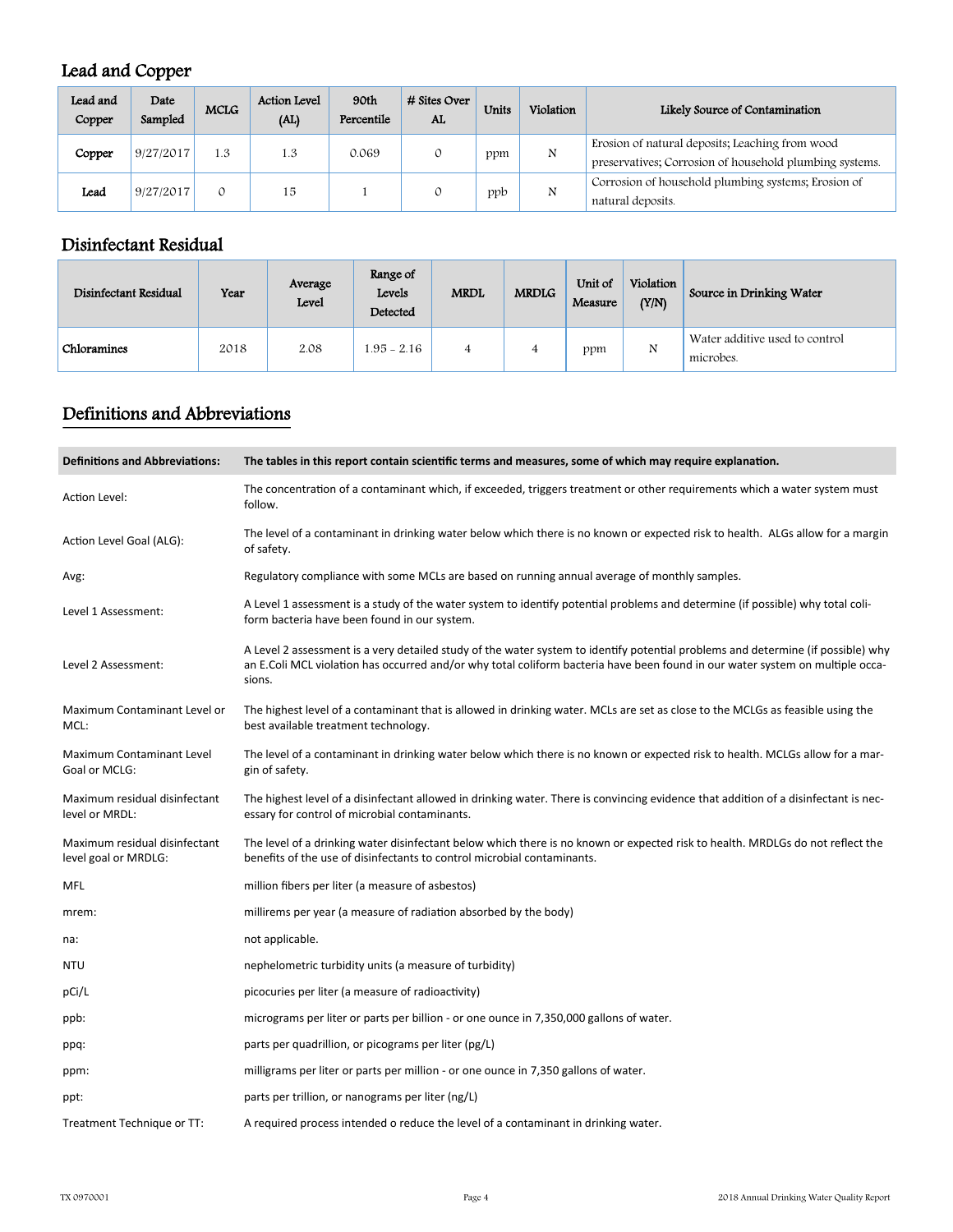## Lead and Copper

| Lead and Copper | Date Sampled | MCLG | Action Level (AL) | 90th Percentile | # Sites Over AL | Units | Violation | Likely Source of Contamination |
|---|---|---|---|---|---|---|---|---|
| Copper | 9/27/2017 | 1.3 | 1.3 | 0.069 | 0 | ppm | N | Erosion of natural deposits; Leaching from wood preservatives; Corrosion of household plumbing systems. |
| Lead | 9/27/2017 | 0 | 15 | 1 | 0 | ppb | N | Corrosion of household plumbing systems; Erosion of natural deposits. |

## Disinfectant Residual

| Disinfectant Residual | Year | Average Level | Range of Levels Detected | MRDL | MRDLG | Unit of Measure | Violation (Y/N) | Source in Drinking Water |
|---|---|---|---|---|---|---|---|---|
| Chloramines | 2018 | 2.08 | 1.95 - 2.16 | 4 | 4 | ppm | N | Water additive used to control microbes. |

## Definitions and Abbreviations

| Definitions and Abbreviations: | The tables in this report contain scientific terms and measures, some of which may require explanation. |
|---|---|
| Action Level: | The concentration of a contaminant which, if exceeded, triggers treatment or other requirements which a water system must follow. |
| Action Level Goal (ALG): | The level of a contaminant in drinking water below which there is no known or expected risk to health. ALGs allow for a margin of safety. |
| Avg: | Regulatory compliance with some MCLs are based on running annual average of monthly samples. |
| Level 1 Assessment: | A Level 1 assessment is a study of the water system to identify potential problems and determine (if possible) why total coliform bacteria have been found in our system. |
| Level 2 Assessment: | A Level 2 assessment is a very detailed study of the water system to identify potential problems and determine (if possible) why an E.Coli MCL violation has occurred and/or why total coliform bacteria have been found in our water system on multiple occasions. |
| Maximum Contaminant Level or MCL: | The highest level of a contaminant that is allowed in drinking water. MCLs are set as close to the MCLGs as feasible using the best available treatment technology. |
| Maximum Contaminant Level Goal or MCLG: | The level of a contaminant in drinking water below which there is no known or expected risk to health. MCLGs allow for a margin of safety. |
| Maximum residual disinfectant level or MRDL: | The highest level of a disinfectant allowed in drinking water. There is convincing evidence that addition of a disinfectant is necessary for control of microbial contaminants. |
| Maximum residual disinfectant level goal or MRDLG: | The level of a drinking water disinfectant below which there is no known or expected risk to health. MRDLGs do not reflect the benefits of the use of disinfectants to control microbial contaminants. |
| MFL | million fibers per liter (a measure of asbestos) |
| mrem: | millirems per year (a measure of radiation absorbed by the body) |
| na: | not applicable. |
| NTU | nephelometric turbidity units (a measure of turbidity) |
| pCi/L | picocuries per liter (a measure of radioactivity) |
| ppb: | micrograms per liter or parts per billion - or one ounce in 7,350,000 gallons of water. |
| ppq: | parts per quadrillion, or picograms per liter (pg/L) |
| ppm: | milligrams per liter or parts per million - or one ounce in 7,350 gallons of water. |
| ppt: | parts per trillion, or nanograms per liter (ng/L) |
| Treatment Technique or TT: | A required process intended o reduce the level of a contaminant in drinking water. |